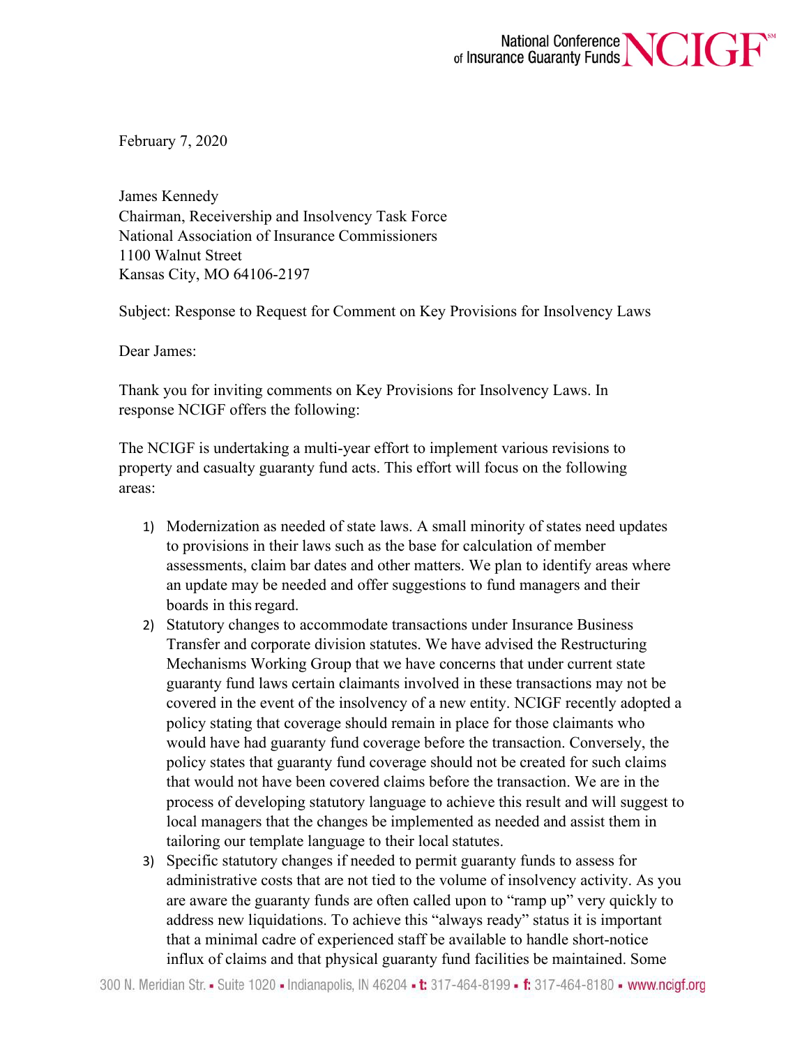February 7, 2020

James Kennedy
Chairman, Receivership and Insolvency Task Force
National Association of Insurance Commissioners
1100 Walnut Street
Kansas City, MO 64106-2197

Subject: Response to Request for Comment on Key Provisions for Insolvency Laws

Dear James:

Thank you for inviting comments on Key Provisions for Insolvency Laws. In response NCIGF offers the following:

The NCIGF is undertaking a multi-year effort to implement various revisions to property and casualty guaranty fund acts. This effort will focus on the following areas:

1) Modernization as needed of state laws. A small minority of states need updates to provisions in their laws such as the base for calculation of member assessments, claim bar dates and other matters. We plan to identify areas where an update may be needed and offer suggestions to fund managers and their boards in this regard.
2) Statutory changes to accommodate transactions under Insurance Business Transfer and corporate division statutes. We have advised the Restructuring Mechanisms Working Group that we have concerns that under current state guaranty fund laws certain claimants involved in these transactions may not be covered in the event of the insolvency of a new entity. NCIGF recently adopted a policy stating that coverage should remain in place for those claimants who would have had guaranty fund coverage before the transaction. Conversely, the policy states that guaranty fund coverage should not be created for such claims that would not have been covered claims before the transaction. We are in the process of developing statutory language to achieve this result and will suggest to local managers that the changes be implemented as needed and assist them in tailoring our template language to their local statutes.
3) Specific statutory changes if needed to permit guaranty funds to assess for administrative costs that are not tied to the volume of insolvency activity. As you are aware the guaranty funds are often called upon to "ramp up" very quickly to address new liquidations. To achieve this "always ready" status it is important that a minimal cadre of experienced staff be available to handle short-notice influx of claims and that physical guaranty fund facilities be maintained. Some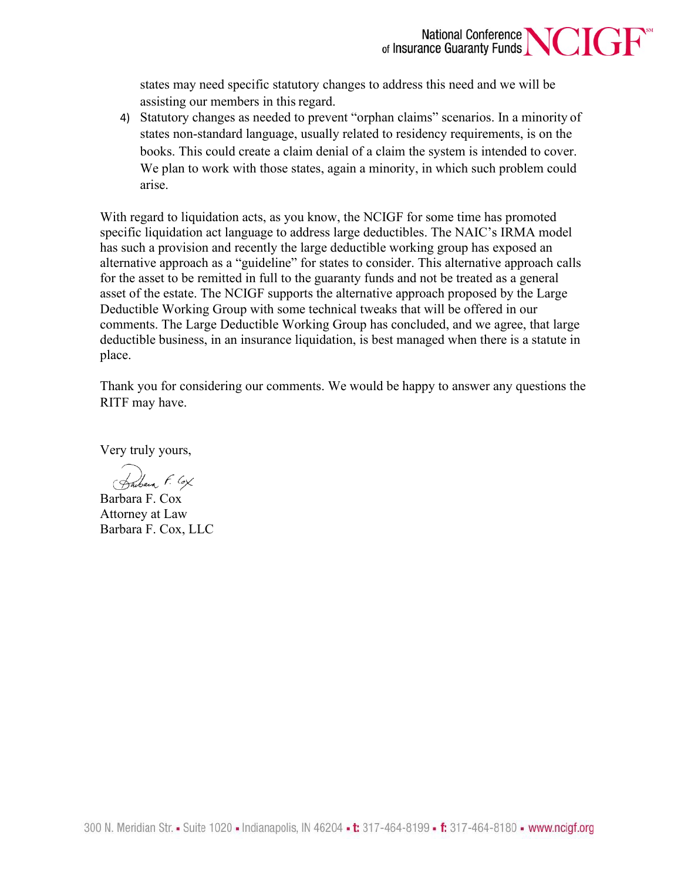states may need specific statutory changes to address this need and we will be assisting our members in this regard.

4) Statutory changes as needed to prevent "orphan claims" scenarios. In a minority of states non-standard language, usually related to residency requirements, is on the books. This could create a claim denial of a claim the system is intended to cover. We plan to work with those states, again a minority, in which such problem could arise.

With regard to liquidation acts, as you know, the NCIGF for some time has promoted specific liquidation act language to address large deductibles. The NAIC's IRMA model has such a provision and recently the large deductible working group has exposed an alternative approach as a "guideline" for states to consider. This alternative approach calls for the asset to be remitted in full to the guaranty funds and not be treated as a general asset of the estate. The NCIGF supports the alternative approach proposed by the Large Deductible Working Group with some technical tweaks that will be offered in our comments. The Large Deductible Working Group has concluded, and we agree, that large deductible business, in an insurance liquidation, is best managed when there is a statute in place.

Thank you for considering our comments. We would be happy to answer any questions the RITF may have.

Very truly yours,

Barbara F. Cox
Attorney at Law
Barbara F. Cox, LLC